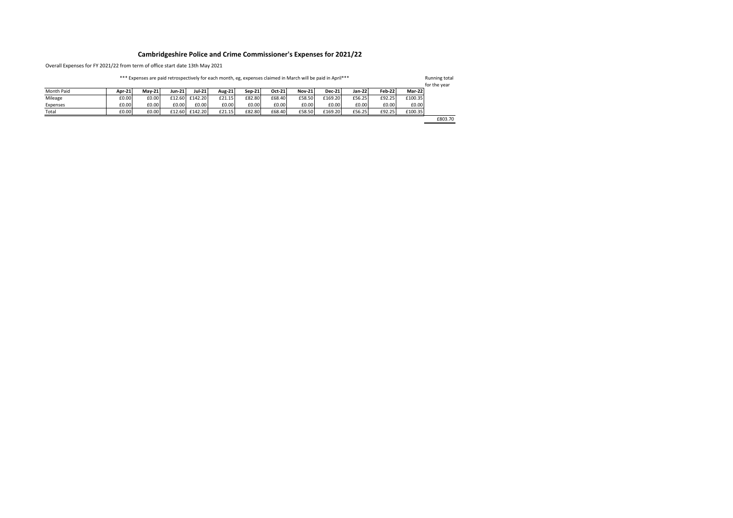# Cambridgeshire Police and Crime Commissioner's Expenses for 2021/22

Overall Expenses for FY 2021/22 from term of office start date 13th May 2021

*** Expenses are paid retrospectively for each month, eg, expenses claimed in March will be paid in April***

| Month Paid | Apr-21 | May-21 | Jun-21 | Jul-21 | Aug-21 | Sep-21 | Oct-21 | Nov-21 | Dec-21 | Jan-22 | Feb-22 | Mar-22 | Running total for the year |
|---|---|---|---|---|---|---|---|---|---|---|---|---|---|
| Mileage | £0.00 | £0.00 | £12.60 | £142.20 | £21.15 | £82.80 | £68.40 | £58.50 | £169.20 | £56.25 | £92.25 | £100.35 | |
| Expenses | £0.00 | £0.00 | £0.00 | £0.00 | £0.00 | £0.00 | £0.00 | £0.00 | £0.00 | £0.00 | £0.00 | £0.00 | |
| Total | £0.00 | £0.00 | £12.60 | £142.20 | £21.15 | £82.80 | £68.40 | £58.50 | £169.20 | £56.25 | £92.25 | £100.35 | £803.70 |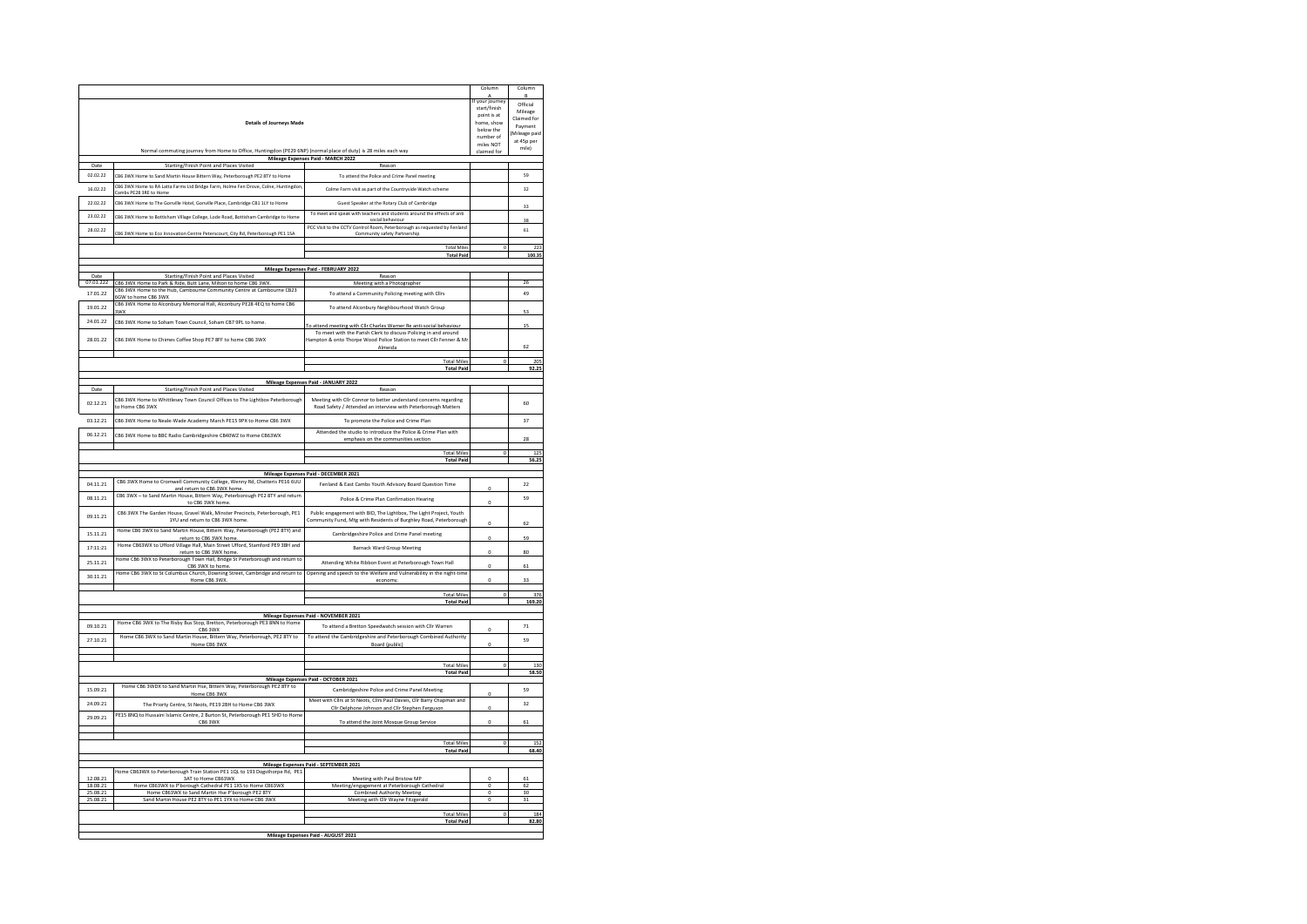| Details of Journeys Made | | | Column A If your journey start/finish point is at home, show below the number of miles NOT claimed for | Column B Official Mileage Claimed for Payment (Mileage paid at 45p per mile) |
|---|---|---|---|---|
| Normal commuting journey from Home to Office, Huntingdon (PE29 6NP) (normal place of duty) is 28 miles each way | | | | |
| **Mileage Expenses Paid - MARCH 2022** | | | | |
| Date | Starting/Finish Point and Places Visited | Reason | | |
| 02.02.22 | CB6 3WX Home to Sand Martin House Bittern Way, Peterborough PE2 8TY to Home | To attend the Police and Crime Panel meeting | | 59 |
| 16.02.22 | CB6 3WX Home to RA Latta Farms Ltd Bridge Farm, Holme Fen Drove, Colne, Huntingdon, Cambs PE28 3RE to Home | Colne Farm visit as part of the Countryside Watch scheme | | 32 |
| 22.02.22 | CB6 3WX Home to The Gonville Hotel, Gonville Place, Cambridge CB1 1LY to Home | Guest Speaker at the Rotary Club of Cambridge | | 33 |
| 23.02.22 | CB6 3WX Home to Bottisham Village College, Lode Road, Bottisham Cambridge to Home | To meet and speak with teachers and students around the effects of anti social behaviour | | 38 |
| 28.02.22 | CB6 3WX Home to Eco Innovation Centre Peterscourt, City Rd, Peterborough PE1 1SA | PCC Visit to the CCTV Control Room, Peterborough as requested by Fenland Community safety Partnership | | 61 |
| | | Total Miles | 0 | 223 |
| | | Total Paid | | 100.35 |
| **Mileage Expenses Paid - FEBRUARY 2022** | | | | |
| Date | Starting/Finish Point and Places Visited | Reason | | |
| 07.01.222 | CB6 3WX Home to Park & Ride, Butt Lane, Milton to home CB6 3WX. | Meeting with a Photographer | | 26 |
| 17.01.22 | CB6 3WX Home to the Hub, Cambourne Community Centre at Cambourne CB23 6GW to home CB6 3WX | To attend a Community Policing meeting with Cllrs | | 49 |
| 19.01.22 | CB6 3WX Home to Alconbury Memorial Hall, Alconbury PE28 4EQ to home CB6 3WX | To attend Alconbury Neighbourhood Watch Group | | 53 |
| 24.01.22 | CB6 3WX Home to Soham Town Council, Soham CB7 9PL to home. | To attend meeting with Cllr Charles Warner Re anti-social behaviour | | 15 |
| 28.01.22 | CB6 3WX Home to Chimes Coffee Shop PE7 8FF to home CB6 3WX | To meet with the Parish Clerk to discuss Policing in and around Hampton & onto Thorpe Wood Police Station to meet Cllr Fenner & Mr Almeida | | 62 |
| | | Total Miles | 0 | 205 |
| | | Total Paid | | 92.25 |
| **Mileage Expenses Paid - JANUARY 2022** | | | | |
| Date | Starting/Finish Point and Places Visited | Reason | | |
| 02.12.21 | CB6 3WX Home to Whittlesey Town Council Offices to The Lightbox Peterborough to Home CB6 3WX | Meeting with Cllr Connor to better understand concerns regarding Road Safety / Attended an interview with Peterborough Matters | | 60 |
| 03.12.21 | CB6 3WX Home to Neale-Wade Academy March PE15 9PX to Home CB6 3WX | To promote the Police and Crime Plan | | 37 |
| 06.12.21 | CB6 3WX Home to BBC Radio Cambridgeshire CB40WZ to Home CB63WX | Attended the studio to introduce the Police & Crime Plan with emphasis on the communities section | | 28 |
| | | Total Miles | 0 | 125 |
| | | Total Paid | | 56.25 |
| **Mileage Expenses Paid - DECEMBER 2021** | | | | |
| 04.11.21 | CB6 3WX Home to Cromwell Community College, Wenny Rd, Chatteris PE16 6UU and return to CB6 3WX home. | Fenland & East Cambs Youth Advisory Board Question Time | 0 | 22 |
| 08.11.21 | CB6 3WX – to Sand Martin House, Bittern Way, Peterborough PE2 8TY and return to CB6 3WX home. | Police & Crime Plan Confirmation Hearing | 0 | 59 |
| 09.11.21 | CB6 3WX The Garden House, Gravel Walk, Minster Precincts, Peterborough, PE1 1YU and return to CB6 3WX home. | Public engagement with BID, The Lightbox, The Light Project, Youth Community Fund, Mtg with Residents of Burghley Road, Peterborough | 0 | 62 |
| 15.11.21 | Home CB6 3WX to Sand Martin House, Bittern Way, Peterborough (PE2 8TY) and return to CB6 3WX home. | Cambridgeshire Police and Crime Panel meeting | 0 | 59 |
| 17.11.21 | Home CB63WX to Ufford Village Hall, Main Street Ufford, Stamford PE9 3BH and return to CB6 3WX home. | Barnack Ward Group Meeting | 0 | 80 |
| 25.11.21 | Home CB6 3WX to Peterborough Town Hall, Bridge St Peterborough and return to CB6 3WX home. | Attending White Ribbon Event at Peterborough Town Hall | 0 | 61 |
| 30.11.21 | Home CB6 3WX to St Columbus Church, Downing Street, Cambridge and return to Home CB6 3WX. | Opening and speech to the Welfare and Vulnerability in the night-time economy. | 0 | 33 |
| | | Total Miles | 0 | 376 |
| | | Total Paid | | 169.20 |
| **Mileage Expenses Paid - NOVEMBER 2021** | | | | |
| 09.10.21 | Home CB6 3WX to The Risby Bus Stop, Bretton, Peterborough PE3 8NN to Home CB6 3WX | To attend a Bretton Speedwatch session with Cllr Warren | 0 | 71 |
| 27.10.21 | Home CB6 3WX to Sand Martin House, Bittern Way, Peterborough, PE2 8TY to Home CB6 3WX | To attend the Cambridgeshire and Peterborough Combined Authority Board (public) | 0 | 59 |
| | | Total Miles | 0 | 130 |
| | | Total Paid | | 58.50 |
| **Mileage Expenses Paid - OCTOBER 2021** | | | | |
| 15.09.21 | Home CB6 3WDX to Sand Martin Hse, Bittern Way, Peterborough PE2 8TY to Home CB6 3WX | Cambridgeshire Police and Crime Panel Meeting | 0 | 59 |
| 24.09.21 | The Priory Centre, St Neots, PE19 2BH to Home CB6 3WX | Meet with Cllrs at St Neots, Cllrs Paul Davies, Cllr Barry Chapman and Cllr Delphone Johnson and Cllr Stephen Ferguson | 0 | 32 |
| 29.09.21 | PE15 8NQ to Hussaini Islamic Centre, 2 Burton St, Peterborough PE1 5HD to Home CB6 3WX | To attend the Joint Mosque Group Service | 0 | 61 |
| | | Total Miles | 0 | 152 |
| | | Total Paid | | 68.40 |
| **Mileage Expenses Paid - SEPTEMBER 2021** | | | | |
| 12.08.21 | Home CB63WX to Peterborough Train Station PE1 1QL to 193 Dogsthorpe Rd, PE1 3AT to Home CB63WX | Meeting with Paul Bristow MP | 0 | 61 |
| 18.08.21 | Home CB63WX to P'borough Cathedral PE1 1XS to Home CB63WX | Meeting/engagement at Peterborough Cathedral | 0 | 62 |
| 25.08.21 | Home CB63WX to Sand Martin Hse P'borough PE2 8TY | Combined Authority Meeting | 0 | 30 |
| 25.08.21 | Sand Martin House PE2 8TY to PE1 1YX to Home CB6 3WX | Meeting with Cllr Wayne Fitzgerald | 0 | 31 |
| | | Total Miles | 0 | 184 |
| | | Total Paid | | 82.80 |
| **Mileage Expenses Paid - AUGUST 2021** | | | | |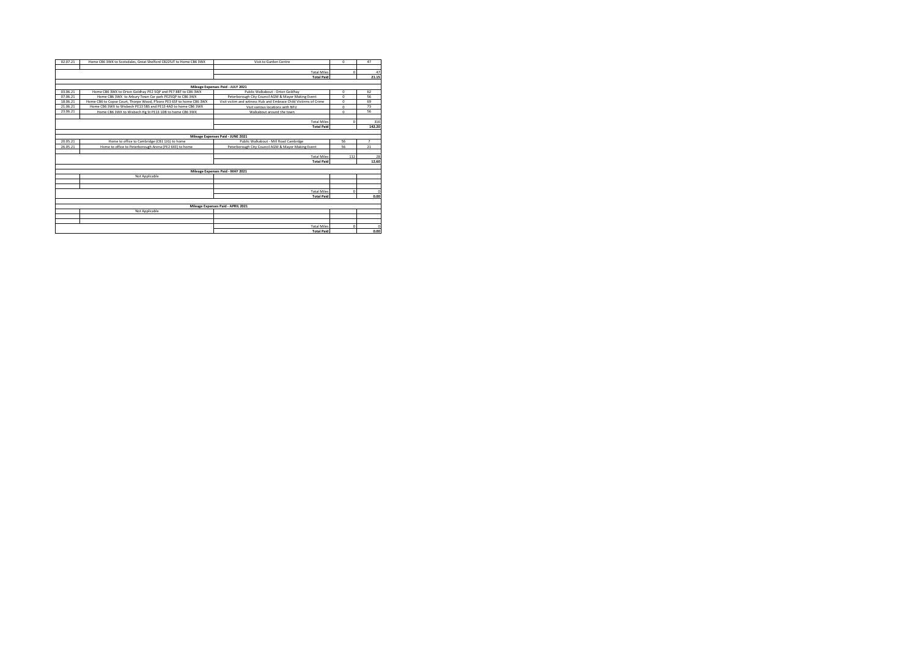| | | | | |
|---|---|---|---|---|
| 02.07.21 | Home CB6 3WX to Scotsdales, Great Shelford CB225JT to Home CB6 3WX | Visit to Garden Centre | 0 | 47 |
| | | | | |
| | | Total Miles | 0 | 47 |
| | | Total Paid | | 21.15 |
| | | | | |
| | | **Mileage Expenses Paid - JULY 2021** | | |
| 03.06.21 | Home CB6 3WX to Orton Goldhay PE2 5QP and PE7 8BT to CB6 3WX | Public Walkabout - Orton Goldhay | 0 | 62 |
| 07.06.21 | Home CB6 3WX to Arbury Town Car park PE25QP to CB6 3WX | Peterborough City Council AGM & Mayor Making Event | 0 | 56 |
| 18.06.21 | Home CB6 to Copse Court, Thorpe Wood, P'boro PE3 6SF to home CB6 3WX | Visit victim and witness Hub and Embrace Child Victims of Crime | 0 | 69 |
| 21.06.21 | Home CB6 3WX to Wisbech PE13 5BS and PE13 4A0 to home CB6 3WX | Visit various locations with NFU | 0 | 73 |
| 23.06.21 | Home CB6 3WX to Wisbech Hg St PE13 1DB to home CB6 3WX | Walkabout around the town | 0 | 56 |
| | | | | |
| | | Total Miles | 0 | 316 |
| | | Total Paid | | 142.20 |
| | | | | |
| | | **Mileage Expenses Paid - JUNE 2021** | | |
| 20.05.21 | Home to office to Cambridge (CB1 1JG) to home | Public Walkabout - Mill Road Cambridge | 56 | 7 |
| 26.05.21 | Home to office to Peterborough Arena (PE2 6XE) to home | Peterborough City Council AGM & Mayor Making Event | 56 | 21 |
| | | | | |
| | | Total Miles | 112 | 28 |
| | | Total Paid | | 12.60 |
| | | | | |
| | | **Mileage Expenses Paid - MAY 2021** | | |
| | Not Applicable | | | |
| | | | | |
| | | | | |
| | | Total Miles | 0 | 0 |
| | | Total Paid | | 0.00 |
| | | | | |
| | | **Mileage Expenses Paid - APRIL 2021** | | |
| | Not Applicable | | | |
| | | | | |
| | | | | |
| | | Total Miles | 0 | 0 |
| | | Total Paid | | 0.00 |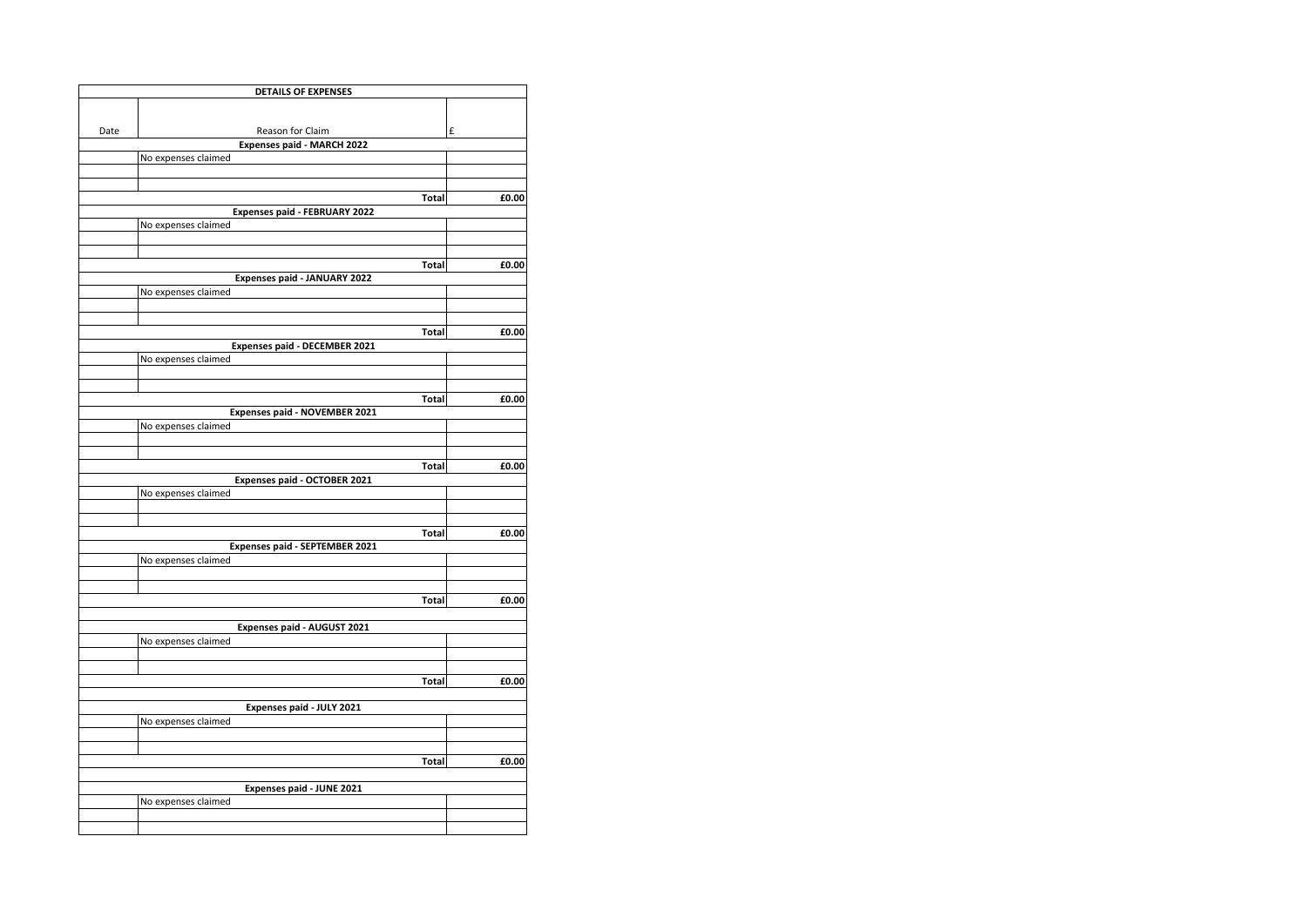| DETAILS OF EXPENSES | | |
|---|---|---|
| Date | Reason for Claim | £ |
| | **Expenses paid - MARCH 2022** | |
| | No expenses claimed | |
| | | |
| | | |
| | **Total** | **£0.00** |
| | **Expenses paid - FEBRUARY 2022** | |
| | No expenses claimed | |
| | | |
| | | |
| | **Total** | **£0.00** |
| | **Expenses paid - JANUARY 2022** | |
| | No expenses claimed | |
| | | |
| | | |
| | **Total** | **£0.00** |
| | **Expenses paid - DECEMBER 2021** | |
| | No expenses claimed | |
| | | |
| | | |
| | **Total** | **£0.00** |
| | **Expenses paid - NOVEMBER 2021** | |
| | No expenses claimed | |
| | | |
| | | |
| | **Total** | **£0.00** |
| | **Expenses paid - OCTOBER 2021** | |
| | No expenses claimed | |
| | | |
| | | |
| | **Total** | **£0.00** |
| | **Expenses paid - SEPTEMBER 2021** | |
| | No expenses claimed | |
| | | |
| | | |
| | **Total** | **£0.00** |
| | | |
| | **Expenses paid - AUGUST 2021** | |
| | No expenses claimed | |
| | | |
| | | |
| | **Total** | **£0.00** |
| | | |
| | **Expenses paid - JULY 2021** | |
| | No expenses claimed | |
| | | |
| | | |
| | **Total** | **£0.00** |
| | | |
| | **Expenses paid - JUNE 2021** | |
| | No expenses claimed | |
| | | |
| | | |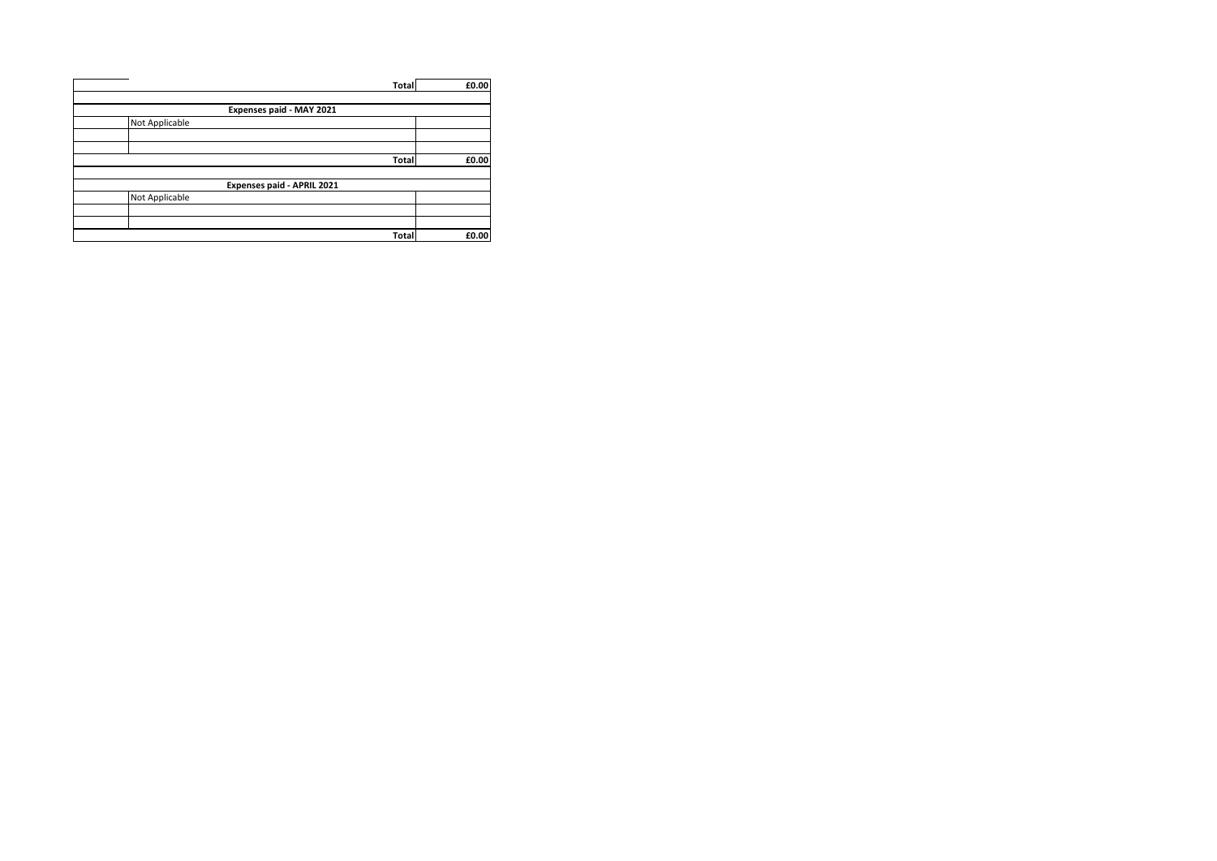| | | |
|---|---|---|
| | Total | £0.00 |
| | | |
| | **Expenses paid - MAY 2021** | |
| | Not Applicable | |
| | | |
| | | |
| | **Total** | **£0.00** |
| | | |
| | **Expenses paid - APRIL 2021** | |
| | Not Applicable | |
| | | |
| | | |
| | **Total** | **£0.00** |